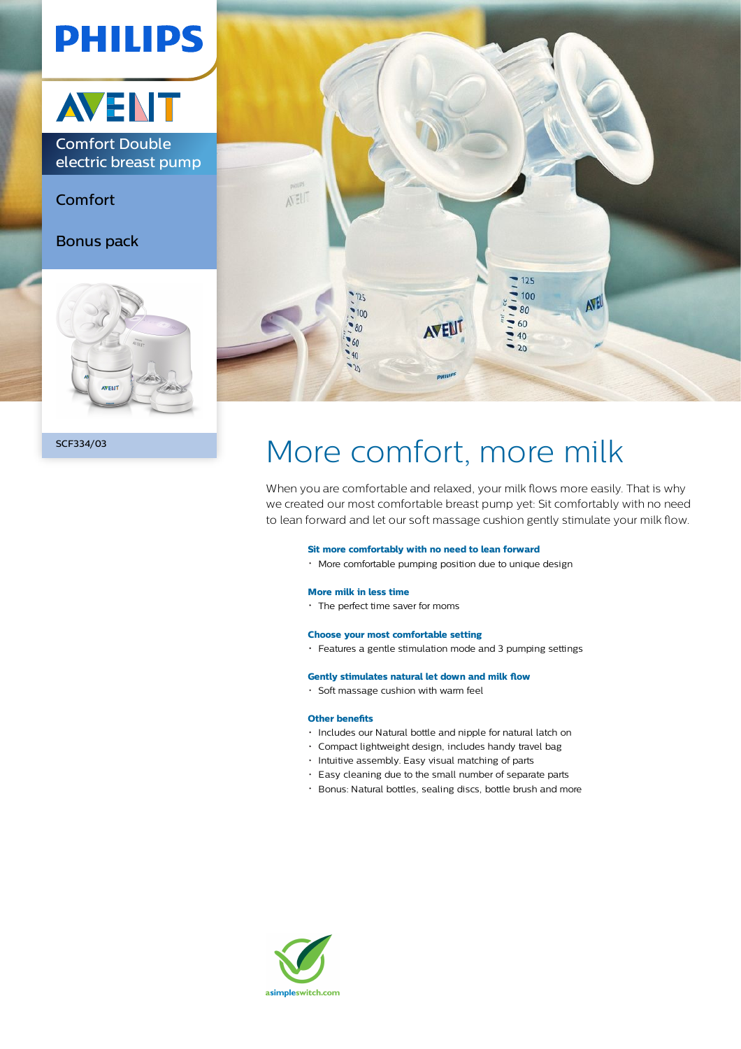PHILIPS

AVENT

Comfort Double electric breast pump

Comfort

Bonus pack

SCF334/03

# More comfort, more milk

When you are comfortable and relaxed, your milk flows more easily. That is why we created our most comfortable breast pump yet: Sit comfortably with no need to lean forward and let our soft massage cushion gently stimulate your milk flow.

**Sit more comfortably with no need to lean forward**
- More comfortable pumping position due to unique design

**More milk in less time**
- The perfect time saver for moms

**Choose your most comfortable setting**
- Features a gentle stimulation mode and 3 pumping settings

**Gently stimulates natural let down and milk flow**
- Soft massage cushion with warm feel

**Other benefits**
- Includes our Natural bottle and nipple for natural latch on
- Compact lightweight design, includes handy travel bag
- Intuitive assembly. Easy visual matching of parts
- Easy cleaning due to the small number of separate parts
- Bonus: Natural bottles, sealing discs, bottle brush and more

asimpleswitch.com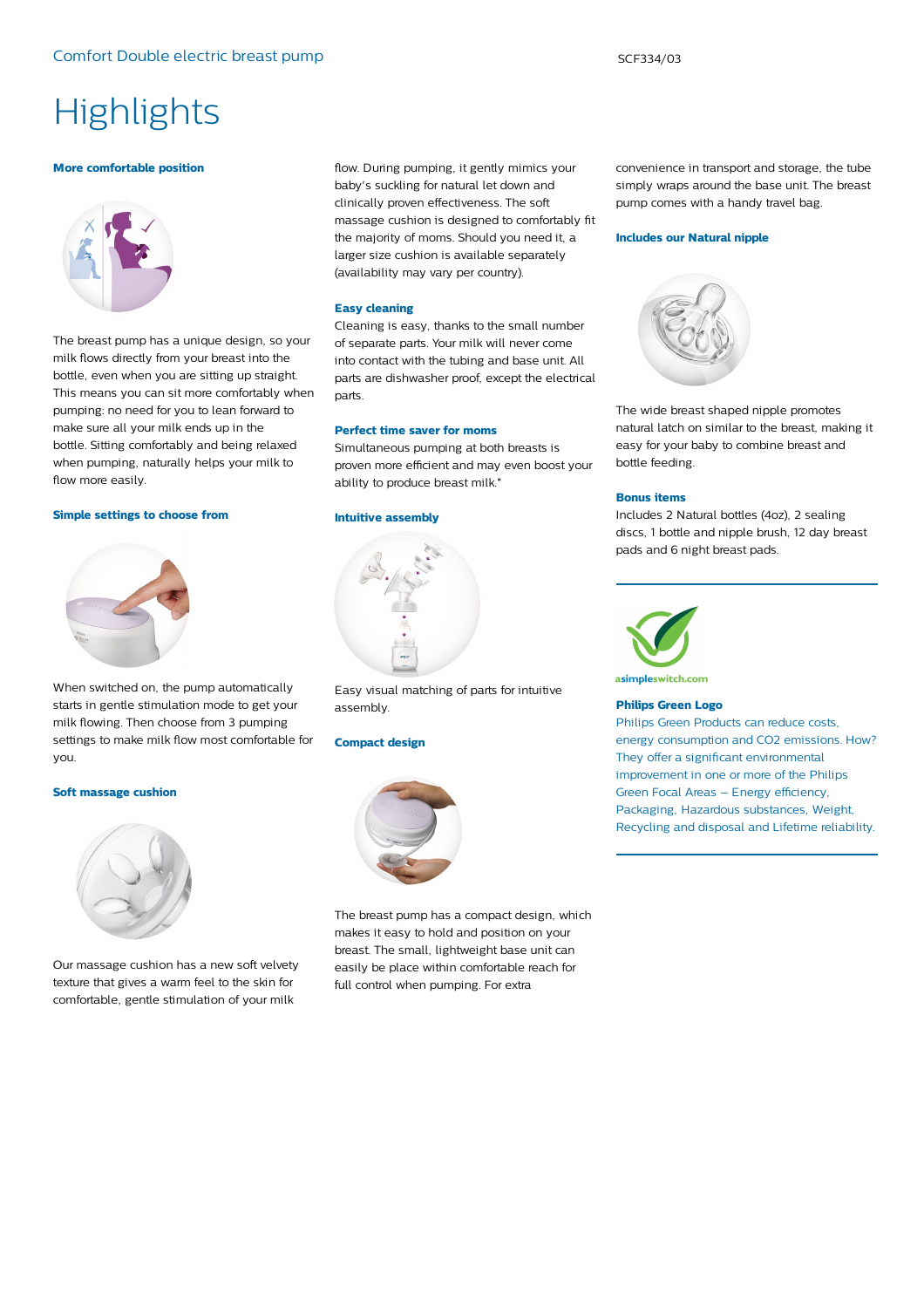# Highlights

### More comfortable position

The breast pump has a unique design, so your milk flows directly from your breast into the bottle, even when you are sitting up straight. This means you can sit more comfortably when pumping: no need for you to lean forward to make sure all your milk ends up in the bottle. Sitting comfortably and being relaxed when pumping, naturally helps your milk to flow more easily.

### Simple settings to choose from

When switched on, the pump automatically starts in gentle stimulation mode to get your milk flowing. Then choose from 3 pumping settings to make milk flow most comfortable for you.

### Soft massage cushion

Our massage cushion has a new soft velvety texture that gives a warm feel to the skin for comfortable, gentle stimulation of your milk flow. During pumping, it gently mimics your baby's suckling for natural let down and clinically proven effectiveness. The soft massage cushion is designed to comfortably fit the majority of moms. Should you need it, a larger size cushion is available separately (availability may vary per country).

### Easy cleaning

Cleaning is easy, thanks to the small number of separate parts. Your milk will never come into contact with the tubing and base unit. All parts are dishwasher proof, except the electrical parts.

### Perfect time saver for moms

Simultaneous pumping at both breasts is proven more efficient and may even boost your ability to produce breast milk.*

### Intuitive assembly

Easy visual matching of parts for intuitive assembly.

### Compact design

The breast pump has a compact design, which makes it easy to hold and position on your breast. The small, lightweight base unit can easily be place within comfortable reach for full control when pumping. For extra convenience in transport and storage, the tube simply wraps around the base unit. The breast pump comes with a handy travel bag.

### Includes our Natural nipple

The wide breast shaped nipple promotes natural latch on similar to the breast, making it easy for your baby to combine breast and bottle feeding.

### Bonus items

Includes 2 Natural bottles (4oz), 2 sealing discs, 1 bottle and nipple brush, 12 day breast pads and 6 night breast pads.

asimpleswitch.com

### Philips Green Logo

Philips Green Products can reduce costs, energy consumption and CO2 emissions. How? They offer a significant environmental improvement in one or more of the Philips Green Focal Areas – Energy efficiency, Packaging, Hazardous substances, Weight, Recycling and disposal and Lifetime reliability.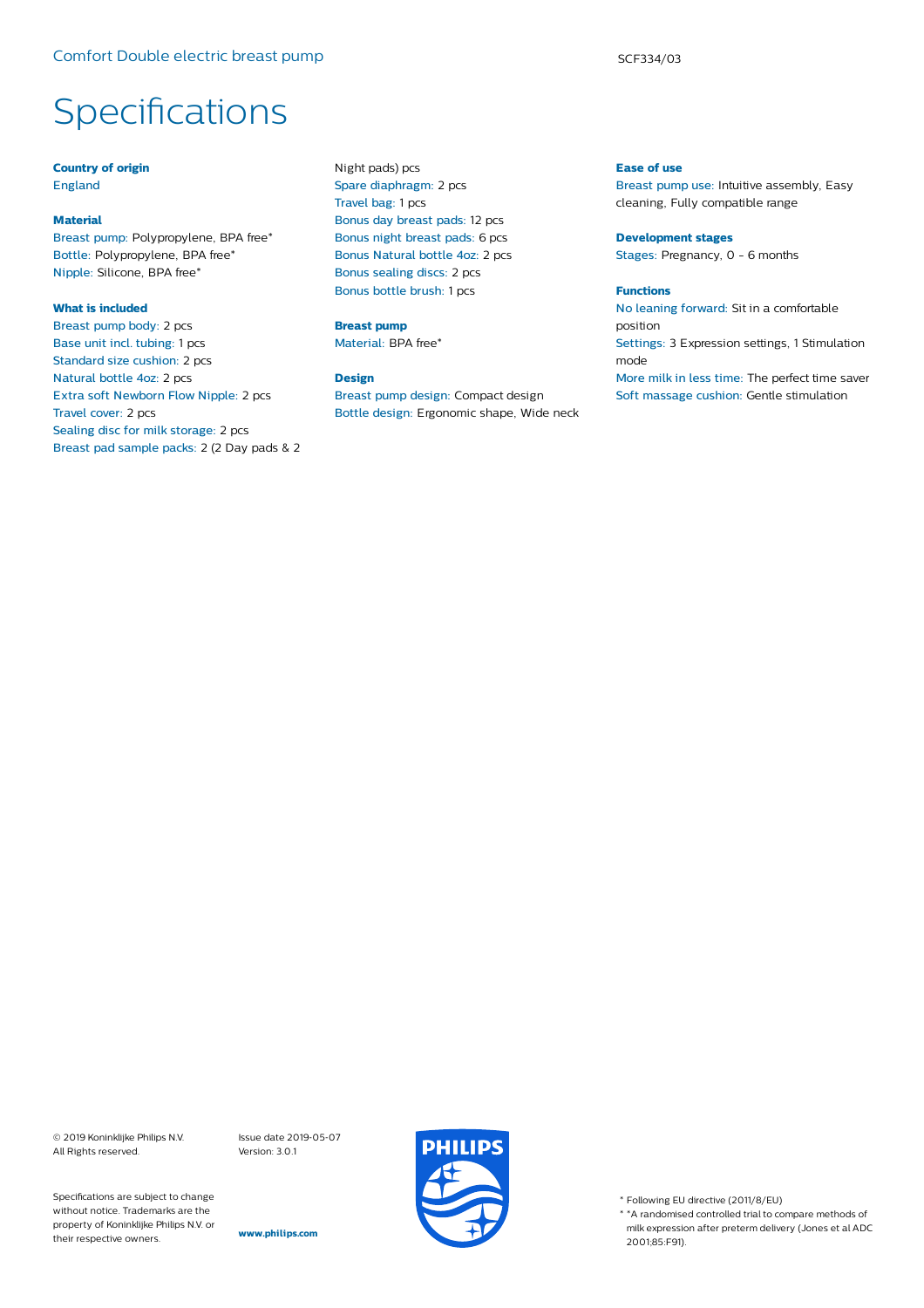Comfort Double electric breast pump

SCF334/03

# Specifications

### Country of origin
England

### Material
Breast pump: Polypropylene, BPA free*
Bottle: Polypropylene, BPA free*
Nipple: Silicone, BPA free*

### What is included
Breast pump body: 2 pcs
Base unit incl. tubing: 1 pcs
Standard size cushion: 2 pcs
Natural bottle 4oz: 2 pcs
Extra soft Newborn Flow Nipple: 2 pcs
Travel cover: 2 pcs
Sealing disc for milk storage: 2 pcs
Breast pad sample packs: 2 (2 Day pads & 2 Night pads) pcs
Spare diaphragm: 2 pcs
Travel bag: 1 pcs
Bonus day breast pads: 12 pcs
Bonus night breast pads: 6 pcs
Bonus Natural bottle 4oz: 2 pcs
Bonus sealing discs: 2 pcs
Bonus bottle brush: 1 pcs

### Breast pump
Material: BPA free*

### Design
Breast pump design: Compact design
Bottle design: Ergonomic shape, Wide neck

### Ease of use
Breast pump use: Intuitive assembly, Easy cleaning, Fully compatible range

### Development stages
Stages: Pregnancy, 0 - 6 months

### Functions
No leaning forward: Sit in a comfortable position
Settings: 3 Expression settings, 1 Stimulation mode
More milk in less time: The perfect time saver
Soft massage cushion: Gentle stimulation

© 2019 Koninklijke Philips N.V.
All Rights reserved.

Issue date 2019-05-07
Version: 3.0.1

Specifications are subject to change without notice. Trademarks are the property of Koninklijke Philips N.V. or their respective owners.

www.philips.com

\* Following EU directive (2011/8/EU)
\* *A randomised controlled trial to compare methods of milk expression after preterm delivery (Jones et al ADC 2001;85:F91).